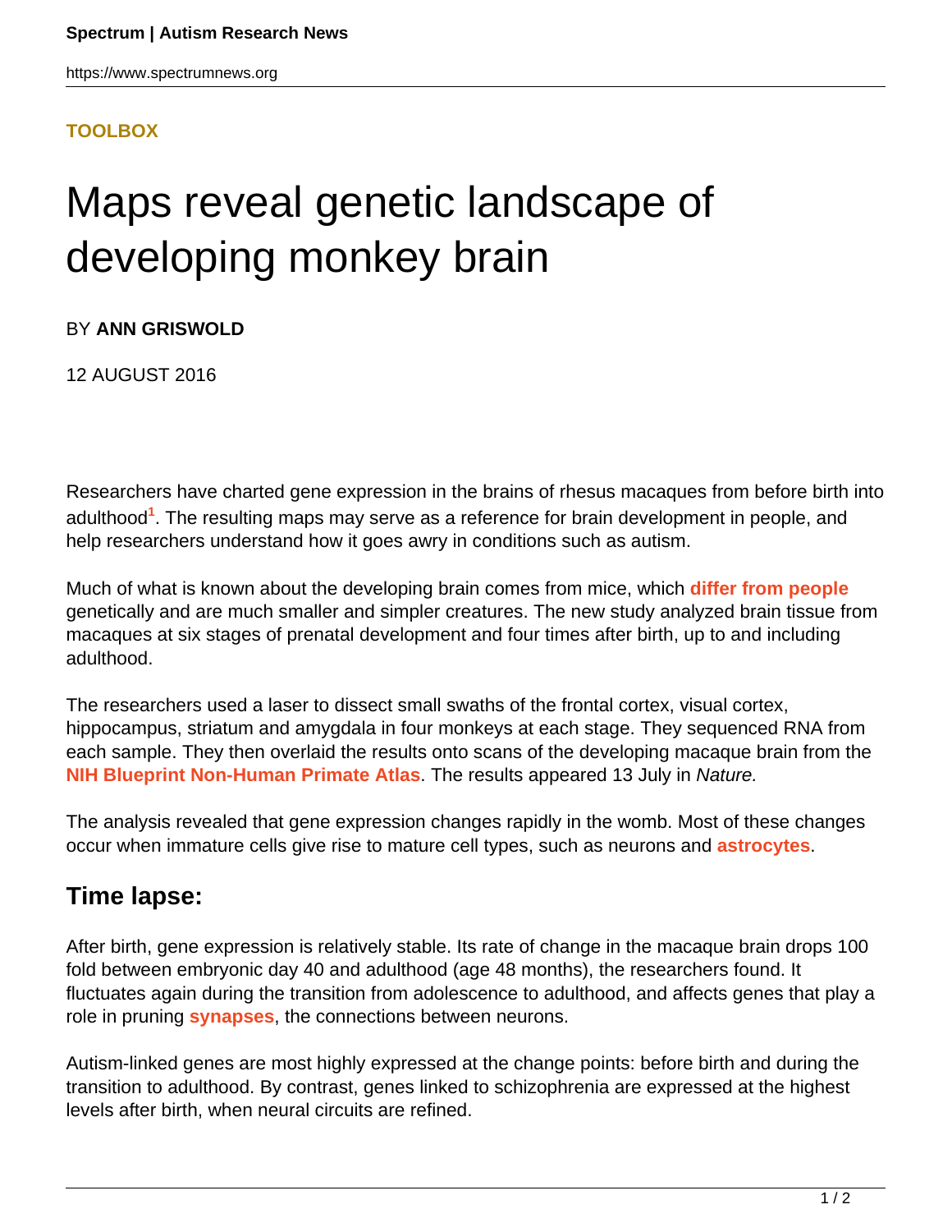TOOLBOX

# Maps reveal genetic landscape of developing monkey brain

BY **ANN GRISWOLD**

12 AUGUST 2016

Researchers have charted gene expression in the brains of rhesus macaques from before birth into adulthood[1]. The resulting maps may serve as a reference for brain development in people, and help researchers understand how it goes awry in conditions such as autism.

Much of what is known about the developing brain comes from mice, which **differ from people** genetically and are much smaller and simpler creatures. The new study analyzed brain tissue from macaques at six stages of prenatal development and four times after birth, up to and including adulthood.

The researchers used a laser to dissect small swaths of the frontal cortex, visual cortex, hippocampus, striatum and amygdala in four monkeys at each stage. They sequenced RNA from each sample. They then overlaid the results onto scans of the developing macaque brain from the **NIH Blueprint Non-Human Primate Atlas**. The results appeared 13 July in *Nature.*

The analysis revealed that gene expression changes rapidly in the womb. Most of these changes occur when immature cells give rise to mature cell types, such as neurons and **astrocytes**.

## Time lapse:

After birth, gene expression is relatively stable. Its rate of change in the macaque brain drops 100 fold between embryonic day 40 and adulthood (age 48 months), the researchers found. It fluctuates again during the transition from adolescence to adulthood, and affects genes that play a role in pruning **synapses**, the connections between neurons.

Autism-linked genes are most highly expressed at the change points: before birth and during the transition to adulthood. By contrast, genes linked to schizophrenia are expressed at the highest levels after birth, when neural circuits are refined.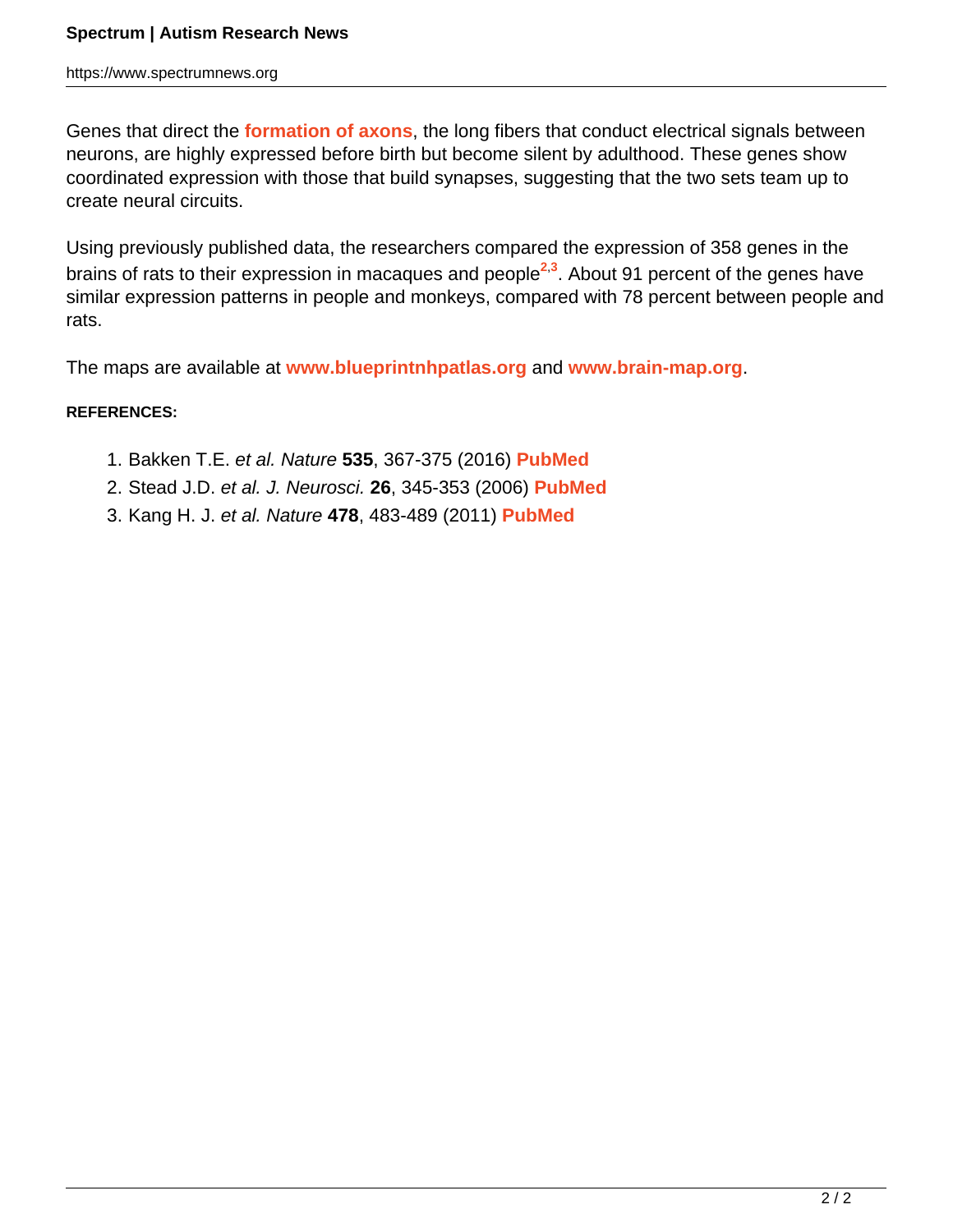Genes that direct the **formation of axons**, the long fibers that conduct electrical signals between neurons, are highly expressed before birth but become silent by adulthood. These genes show coordinated expression with those that build synapses, suggesting that the two sets team up to create neural circuits.

Using previously published data, the researchers compared the expression of 358 genes in the brains of rats to their expression in macaques and people[2,3]. About 91 percent of the genes have similar expression patterns in people and monkeys, compared with 78 percent between people and rats.

The maps are available at **www.blueprintnhpatlas.org** and **www.brain-map.org**.

#### REFERENCES:

1. Bakken T.E. *et al. Nature* **535**, 367-375 (2016) **PubMed**
2. Stead J.D. *et al. J. Neurosci.* **26**, 345-353 (2006) **PubMed**
3. Kang H. J. *et al. Nature* **478**, 483-489 (2011) **PubMed**